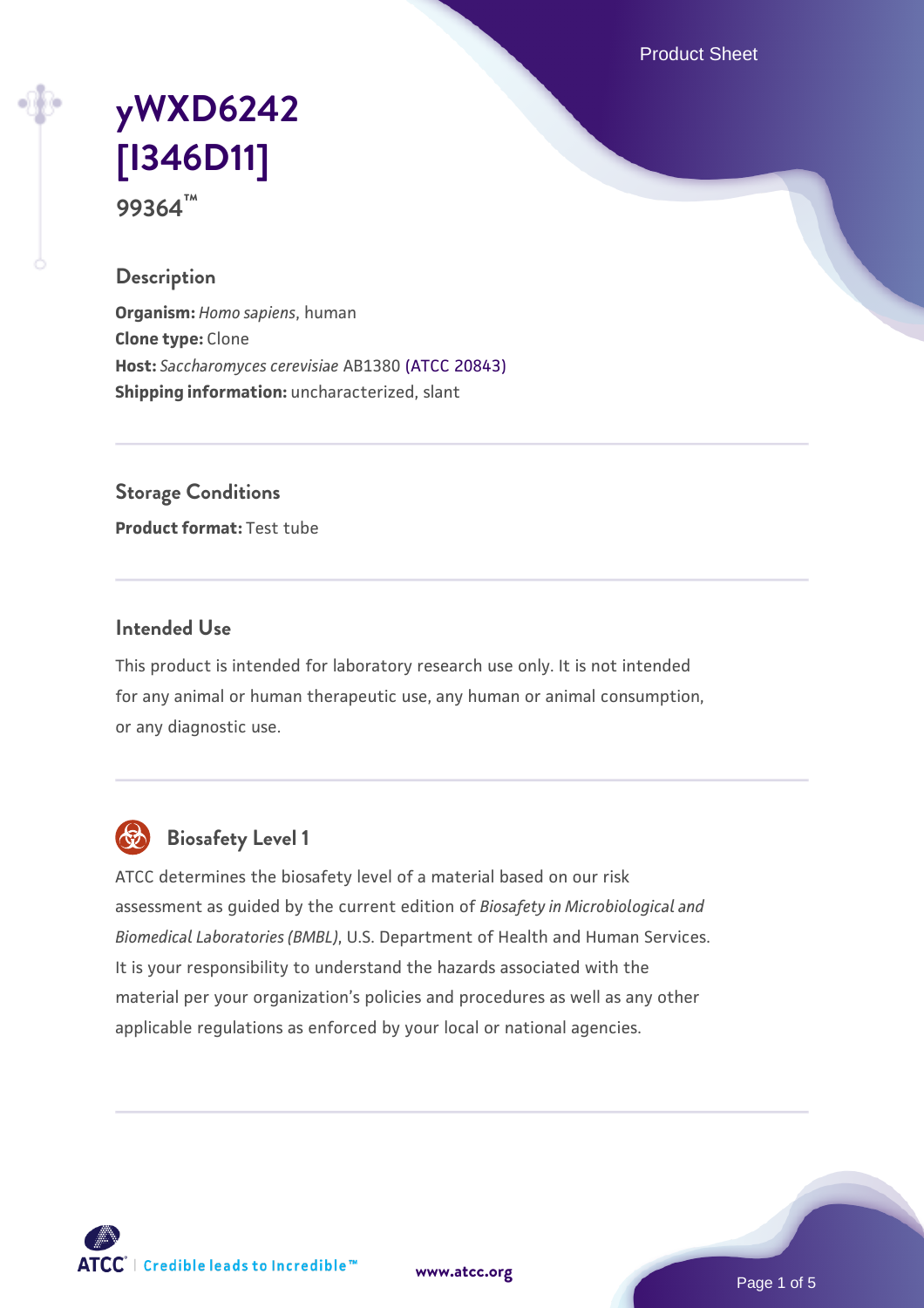# yWXD6242 [I346D11]

**99364™**

## Description

**Organism:** *Homo sapiens*, human
**Clone type:** Clone
**Host:** *Saccharomyces cerevisiae* AB1380 (ATCC 20843)
**Shipping information:** uncharacterized, slant

## Storage Conditions

**Product format:** Test tube

## Intended Use

This product is intended for laboratory research use only. It is not intended for any animal or human therapeutic use, any human or animal consumption, or any diagnostic use.

## Biosafety Level 1

ATCC determines the biosafety level of a material based on our risk assessment as guided by the current edition of *Biosafety in Microbiological and Biomedical Laboratories (BMBL)*, U.S. Department of Health and Human Services. It is your responsibility to understand the hazards associated with the material per your organization's policies and procedures as well as any other applicable regulations as enforced by your local or national agencies.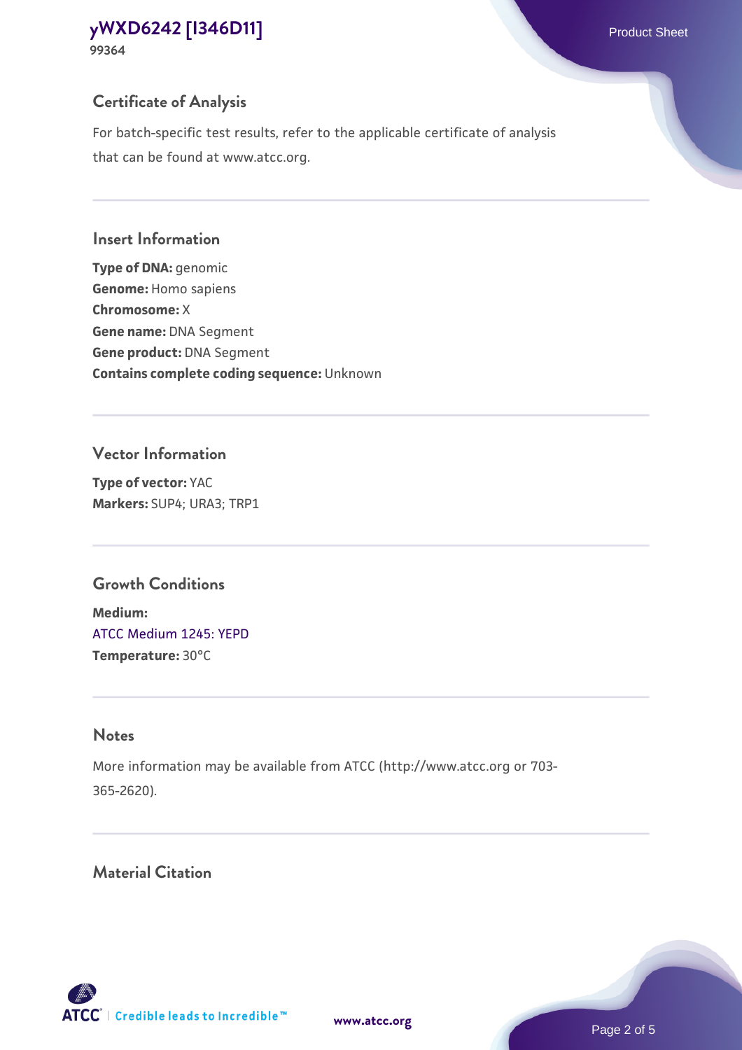## Certificate of Analysis

For batch-specific test results, refer to the applicable certificate of analysis that can be found at www.atcc.org.

## Insert Information

**Type of DNA:** genomic
**Genome:** Homo sapiens
**Chromosome:** X
**Gene name:** DNA Segment
**Gene product:** DNA Segment
**Contains complete coding sequence:** Unknown

## Vector Information

**Type of vector:** YAC
**Markers:** SUP4; URA3; TRP1

## Growth Conditions

**Medium:**
ATCC Medium 1245: YEPD
**Temperature:** 30°C

## Notes

More information may be available from ATCC (http://www.atcc.org or 703-365-2620).

## Material Citation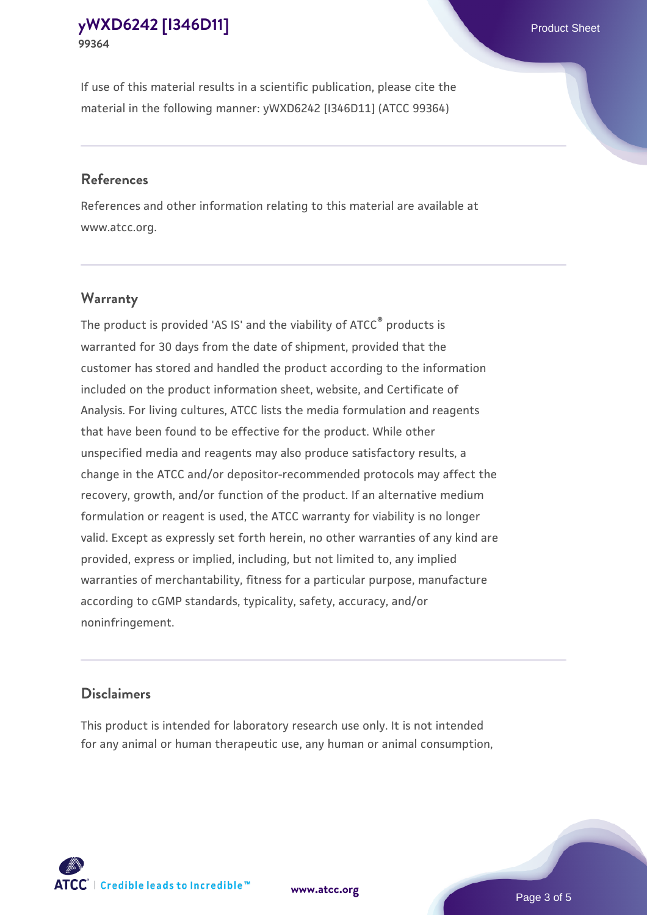If use of this material results in a scientific publication, please cite the material in the following manner: yWXD6242 [I346D11] (ATCC 99364)

## References

References and other information relating to this material are available at www.atcc.org.

## Warranty

The product is provided 'AS IS' and the viability of ATCC® products is warranted for 30 days from the date of shipment, provided that the customer has stored and handled the product according to the information included on the product information sheet, website, and Certificate of Analysis. For living cultures, ATCC lists the media formulation and reagents that have been found to be effective for the product. While other unspecified media and reagents may also produce satisfactory results, a change in the ATCC and/or depositor-recommended protocols may affect the recovery, growth, and/or function of the product. If an alternative medium formulation or reagent is used, the ATCC warranty for viability is no longer valid. Except as expressly set forth herein, no other warranties of any kind are provided, express or implied, including, but not limited to, any implied warranties of merchantability, fitness for a particular purpose, manufacture according to cGMP standards, typicality, safety, accuracy, and/or noninfringement.

## Disclaimers

This product is intended for laboratory research use only. It is not intended for any animal or human therapeutic use, any human or animal consumption,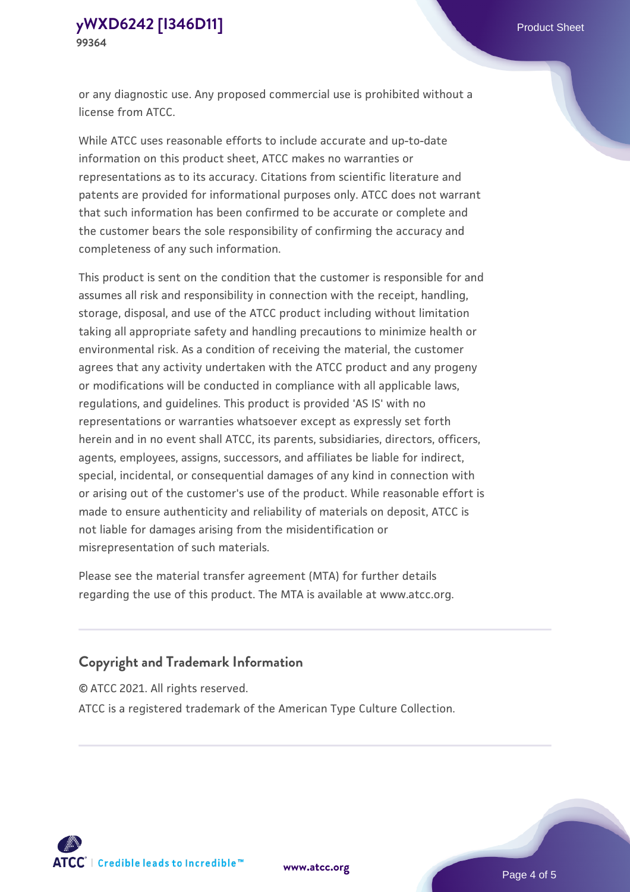or any diagnostic use. Any proposed commercial use is prohibited without a license from ATCC.

While ATCC uses reasonable efforts to include accurate and up-to-date information on this product sheet, ATCC makes no warranties or representations as to its accuracy. Citations from scientific literature and patents are provided for informational purposes only. ATCC does not warrant that such information has been confirmed to be accurate or complete and the customer bears the sole responsibility of confirming the accuracy and completeness of any such information.

This product is sent on the condition that the customer is responsible for and assumes all risk and responsibility in connection with the receipt, handling, storage, disposal, and use of the ATCC product including without limitation taking all appropriate safety and handling precautions to minimize health or environmental risk. As a condition of receiving the material, the customer agrees that any activity undertaken with the ATCC product and any progeny or modifications will be conducted in compliance with all applicable laws, regulations, and guidelines. This product is provided 'AS IS' with no representations or warranties whatsoever except as expressly set forth herein and in no event shall ATCC, its parents, subsidiaries, directors, officers, agents, employees, assigns, successors, and affiliates be liable for indirect, special, incidental, or consequential damages of any kind in connection with or arising out of the customer's use of the product. While reasonable effort is made to ensure authenticity and reliability of materials on deposit, ATCC is not liable for damages arising from the misidentification or misrepresentation of such materials.

Please see the material transfer agreement (MTA) for further details regarding the use of this product. The MTA is available at www.atcc.org.

## Copyright and Trademark Information

© ATCC 2021. All rights reserved.

ATCC is a registered trademark of the American Type Culture Collection.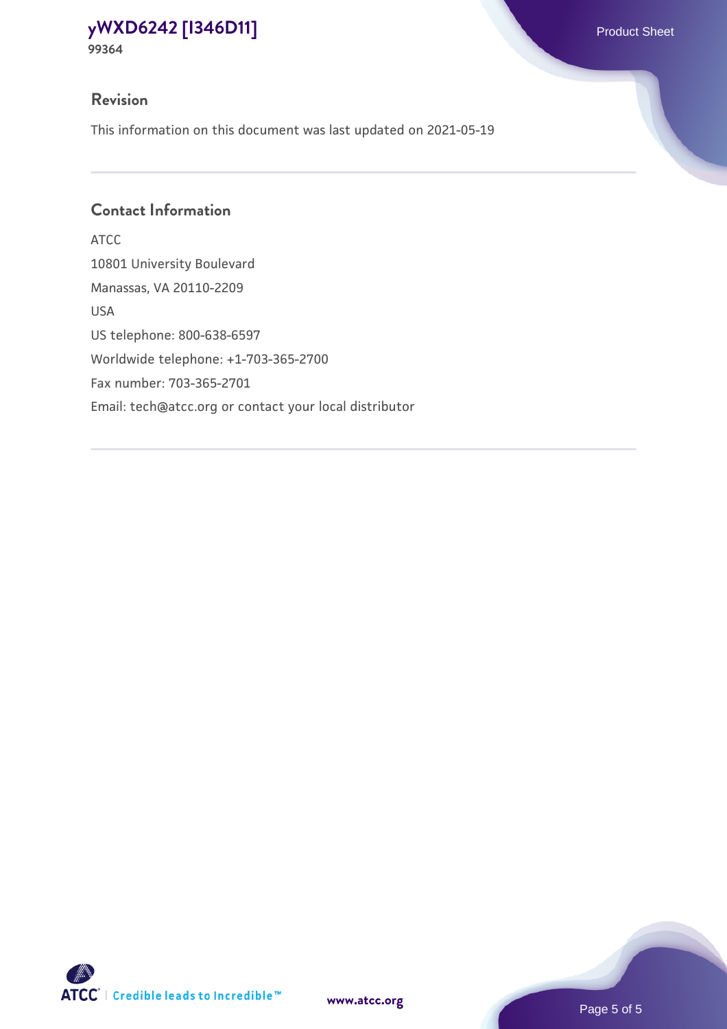## Revision

This information on this document was last updated on 2021-05-19

## Contact Information

ATCC
10801 University Boulevard
Manassas, VA 20110-2209
USA
US telephone: 800-638-6597
Worldwide telephone: +1-703-365-2700
Fax number: 703-365-2701
Email: tech@atcc.org or contact your local distributor